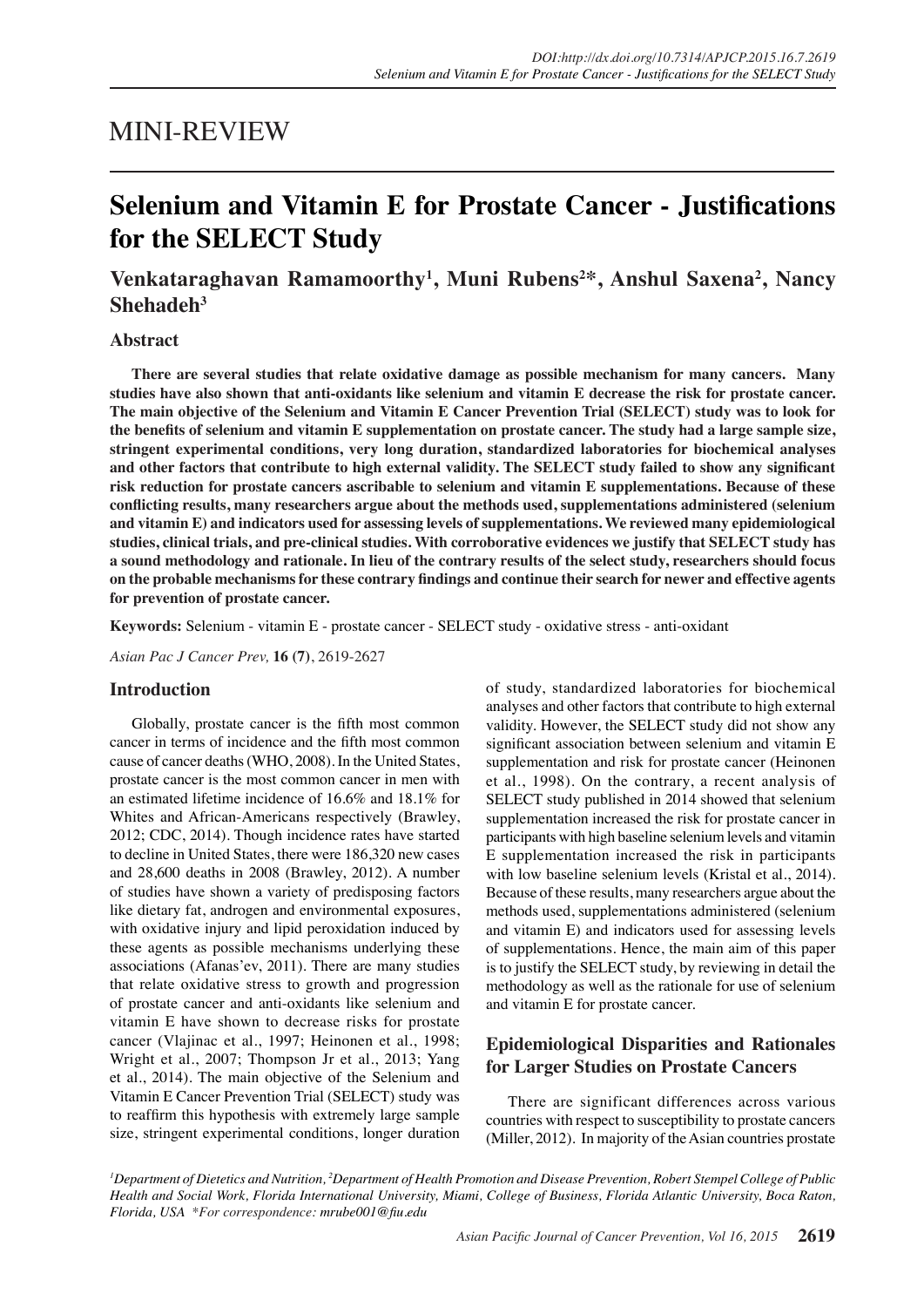MINI-REVIEW

# Selenium and Vitamin E for Prostate Cancer - Justifications for the SELECT Study

**Venkataraghavan Ramamoorthy[1], Muni Rubens[2]*, Anshul Saxena[2], Nancy Shehadeh[3]**

## Abstract

**There are several studies that relate oxidative damage as possible mechanism for many cancers. Many studies have also shown that anti-oxidants like selenium and vitamin E decrease the risk for prostate cancer. The main objective of the Selenium and Vitamin E Cancer Prevention Trial (SELECT) study was to look for the benefits of selenium and vitamin E supplementation on prostate cancer. The study had a large sample size, stringent experimental conditions, very long duration, standardized laboratories for biochemical analyses and other factors that contribute to high external validity. The SELECT study failed to show any significant risk reduction for prostate cancers ascribable to selenium and vitamin E supplementations. Because of these conflicting results, many researchers argue about the methods used, supplementations administered (selenium and vitamin E) and indicators used for assessing levels of supplementations. We reviewed many epidemiological studies, clinical trials, and pre-clinical studies. With corroborative evidences we justify that SELECT study has a sound methodology and rationale. In lieu of the contrary results of the select study, researchers should focus on the probable mechanisms for these contrary findings and continue their search for newer and effective agents for prevention of prostate cancer.**

**Keywords:** Selenium - vitamin E - prostate cancer - SELECT study - oxidative stress - anti-oxidant

*Asian Pac J Cancer Prev,* **16 (7)**, 2619-2627

## Introduction

Globally, prostate cancer is the fifth most common cancer in terms of incidence and the fifth most common cause of cancer deaths (WHO, 2008). In the United States, prostate cancer is the most common cancer in men with an estimated lifetime incidence of 16.6% and 18.1% for Whites and African-Americans respectively (Brawley, 2012; CDC, 2014). Though incidence rates have started to decline in United States, there were 186,320 new cases and 28,600 deaths in 2008 (Brawley, 2012). A number of studies have shown a variety of predisposing factors like dietary fat, androgen and environmental exposures, with oxidative injury and lipid peroxidation induced by these agents as possible mechanisms underlying these associations (Afanas'ev, 2011). There are many studies that relate oxidative stress to growth and progression of prostate cancer and anti-oxidants like selenium and vitamin E have shown to decrease risks for prostate cancer (Vlajinac et al., 1997; Heinonen et al., 1998; Wright et al., 2007; Thompson Jr et al., 2013; Yang et al., 2014). The main objective of the Selenium and Vitamin E Cancer Prevention Trial (SELECT) study was to reaffirm this hypothesis with extremely large sample size, stringent experimental conditions, longer duration of study, standardized laboratories for biochemical analyses and other factors that contribute to high external validity. However, the SELECT study did not show any significant association between selenium and vitamin E supplementation and risk for prostate cancer (Heinonen et al., 1998). On the contrary, a recent analysis of SELECT study published in 2014 showed that selenium supplementation increased the risk for prostate cancer in participants with high baseline selenium levels and vitamin E supplementation increased the risk in participants with low baseline selenium levels (Kristal et al., 2014). Because of these results, many researchers argue about the methods used, supplementations administered (selenium and vitamin E) and indicators used for assessing levels of supplementations. Hence, the main aim of this paper is to justify the SELECT study, by reviewing in detail the methodology as well as the rationale for use of selenium and vitamin E for prostate cancer.

## Epidemiological Disparities and Rationales for Larger Studies on Prostate Cancers

There are significant differences across various countries with respect to susceptibility to prostate cancers (Miller, 2012). In majority of the Asian countries prostate

*[1]Department of Dietetics and Nutrition, [2]Department of Health Promotion and Disease Prevention, Robert Stempel College of Public Health and Social Work, Florida International University, Miami, College of Business, Florida Atlantic University, Boca Raton, Florida, USA \*For correspondence: mrube001@fiu.edu*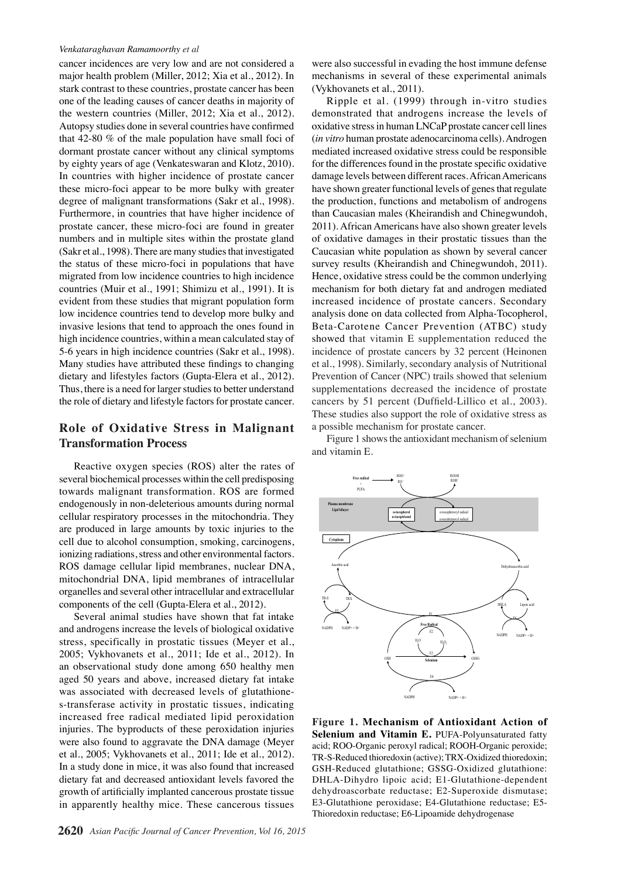cancer incidences are very low and are not considered a major health problem (Miller, 2012; Xia et al., 2012). In stark contrast to these countries, prostate cancer has been one of the leading causes of cancer deaths in majority of the western countries (Miller, 2012; Xia et al., 2012). Autopsy studies done in several countries have confirmed that 42-80 % of the male population have small foci of dormant prostate cancer without any clinical symptoms by eighty years of age (Venkateswaran and Klotz, 2010). In countries with higher incidence of prostate cancer these micro-foci appear to be more bulky with greater degree of malignant transformations (Sakr et al., 1998). Furthermore, in countries that have higher incidence of prostate cancer, these micro-foci are found in greater numbers and in multiple sites within the prostate gland (Sakr et al., 1998). There are many studies that investigated the status of these micro-foci in populations that have migrated from low incidence countries to high incidence countries (Muir et al., 1991; Shimizu et al., 1991). It is evident from these studies that migrant population form low incidence countries tend to develop more bulky and invasive lesions that tend to approach the ones found in high incidence countries, within a mean calculated stay of 5-6 years in high incidence countries (Sakr et al., 1998). Many studies have attributed these findings to changing dietary and lifestyles factors (Gupta-Elera et al., 2012). Thus, there is a need for larger studies to better understand the role of dietary and lifestyle factors for prostate cancer.

## Role of Oxidative Stress in Malignant Transformation Process

Reactive oxygen species (ROS) alter the rates of several biochemical processes within the cell predisposing towards malignant transformation. ROS are formed endogenously in non-deleterious amounts during normal cellular respiratory processes in the mitochondria. They are produced in large amounts by toxic injuries to the cell due to alcohol consumption, smoking, carcinogens, ionizing radiations, stress and other environmental factors. ROS damage cellular lipid membranes, nuclear DNA, mitochondrial DNA, lipid membranes of intracellular organelles and several other intracellular and extracellular components of the cell (Gupta-Elera et al., 2012).

Several animal studies have shown that fat intake and androgens increase the levels of biological oxidative stress, specifically in prostatic tissues (Meyer et al., 2005; Vykhovanets et al., 2011; Ide et al., 2012). In an observational study done among 650 healthy men aged 50 years and above, increased dietary fat intake was associated with decreased levels of glutathione-s-transferase activity in prostatic tissues, indicating increased free radical mediated lipid peroxidation injuries. The byproducts of these peroxidation injuries were also found to aggravate the DNA damage (Meyer et al., 2005; Vykhovanets et al., 2011; Ide et al., 2012). In a study done in mice, it was also found that increased dietary fat and decreased antioxidant levels favored the growth of artificially implanted cancerous prostate tissue in apparently healthy mice. These cancerous tissues were also successful in evading the host immune defense mechanisms in several of these experimental animals (Vykhovanets et al., 2011).

Ripple et al. (1999) through in-vitro studies demonstrated that androgens increase the levels of oxidative stress in human LNCaP prostate cancer cell lines (*in vitro* human prostate adenocarcinoma cells). Androgen mediated increased oxidative stress could be responsible for the differences found in the prostate specific oxidative damage levels between different races. African Americans have shown greater functional levels of genes that regulate the production, functions and metabolism of androgens than Caucasian males (Kheirandish and Chinegwundoh, 2011). African Americans have also shown greater levels of oxidative damages in their prostatic tissues than the Caucasian white population as shown by several cancer survey results (Kheirandish and Chinegwundoh, 2011). Hence, oxidative stress could be the common underlying mechanism for both dietary fat and androgen mediated increased incidence of prostate cancers. Secondary analysis done on data collected from Alpha-Tocopherol, Beta-Carotene Cancer Prevention (ATBC) study showed that vitamin E supplementation reduced the incidence of prostate cancers by 32 percent (Heinonen et al., 1998). Similarly, secondary analysis of Nutritional Prevention of Cancer (NPC) trails showed that selenium supplementations decreased the incidence of prostate cancers by 51 percent (Duffield-Lillico et al., 2003). These studies also support the role of oxidative stress as a possible mechanism for prostate cancer.

Figure 1 shows the antioxidant mechanism of selenium and vitamin E.

**Figure 1. Mechanism of Antioxidant Action of Selenium and Vitamin E.** PUFA-Polyunsaturated fatty acid; ROO-Organic peroxyl radical; ROOH-Organic peroxide; TR-S-Reduced thioredoxin (active); TRX-Oxidized thioredoxin; GSH-Reduced glutathione; GSSG-Oxidized glutathione: DHLA-Dihydro lipoic acid; E1-Glutathione-dependent dehydroascorbate reductase; E2-Superoxide dismutase; E3-Glutathione peroxidase; E4-Glutathione reductase; E5-Thioredoxin reductase; E6-Lipoamide dehydrogenase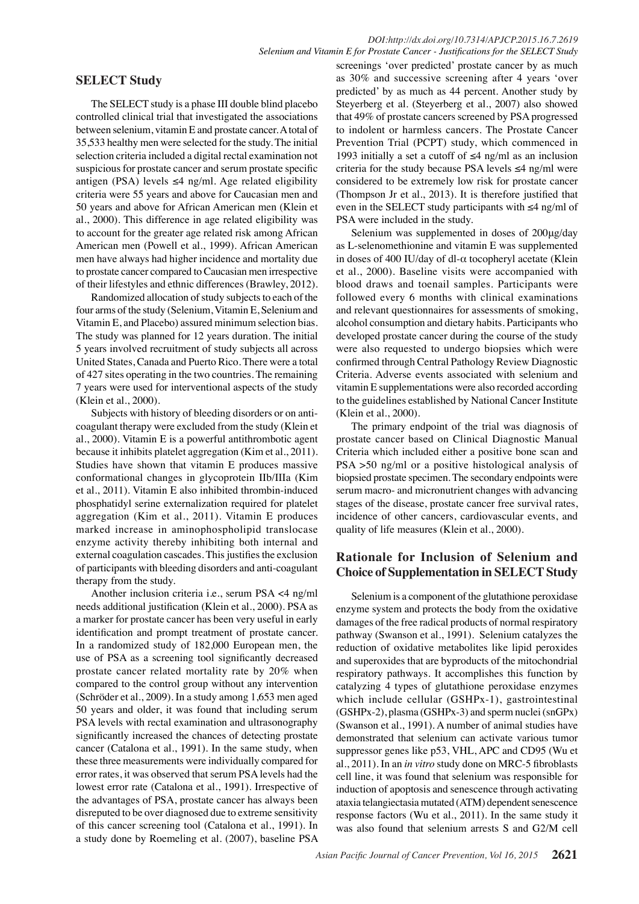## SELECT Study

The SELECT study is a phase III double blind placebo controlled clinical trial that investigated the associations between selenium, vitamin E and prostate cancer. A total of 35,533 healthy men were selected for the study. The initial selection criteria included a digital rectal examination not suspicious for prostate cancer and serum prostate specific antigen (PSA) levels ≤4 ng/ml. Age related eligibility criteria were 55 years and above for Caucasian men and 50 years and above for African American men (Klein et al., 2000). This difference in age related eligibility was to account for the greater age related risk among African American men (Powell et al., 1999). African American men have always had higher incidence and mortality due to prostate cancer compared to Caucasian men irrespective of their lifestyles and ethnic differences (Brawley, 2012).

Randomized allocation of study subjects to each of the four arms of the study (Selenium, Vitamin E, Selenium and Vitamin E, and Placebo) assured minimum selection bias. The study was planned for 12 years duration. The initial 5 years involved recruitment of study subjects all across United States, Canada and Puerto Rico. There were a total of 427 sites operating in the two countries. The remaining 7 years were used for interventional aspects of the study (Klein et al., 2000).

Subjects with history of bleeding disorders or on anti-coagulant therapy were excluded from the study (Klein et al., 2000). Vitamin E is a powerful antithrombotic agent because it inhibits platelet aggregation (Kim et al., 2011). Studies have shown that vitamin E produces massive conformational changes in glycoprotein IIb/IIIa (Kim et al., 2011). Vitamin E also inhibited thrombin-induced phosphatidyl serine externalization required for platelet aggregation (Kim et al., 2011). Vitamin E produces marked increase in aminophospholipid translocase enzyme activity thereby inhibiting both internal and external coagulation cascades. This justifies the exclusion of participants with bleeding disorders and anti-coagulant therapy from the study.

Another inclusion criteria i.e., serum PSA <4 ng/ml needs additional justification (Klein et al., 2000). PSA as a marker for prostate cancer has been very useful in early identification and prompt treatment of prostate cancer. In a randomized study of 182,000 European men, the use of PSA as a screening tool significantly decreased prostate cancer related mortality rate by 20% when compared to the control group without any intervention (Schröder et al., 2009). In a study among 1,653 men aged 50 years and older, it was found that including serum PSA levels with rectal examination and ultrasonography significantly increased the chances of detecting prostate cancer (Catalona et al., 1991). In the same study, when these three measurements were individually compared for error rates, it was observed that serum PSA levels had the lowest error rate (Catalona et al., 1991). Irrespective of the advantages of PSA, prostate cancer has always been disreputed to be over diagnosed due to extreme sensitivity of this cancer screening tool (Catalona et al., 1991). In a study done by Roemeling et al. (2007), baseline PSA screenings 'over predicted' prostate cancer by as much as 30% and successive screening after 4 years 'over predicted' by as much as 44 percent. Another study by Steyerberg et al. (Steyerberg et al., 2007) also showed that 49% of prostate cancers screened by PSA progressed to indolent or harmless cancers. The Prostate Cancer Prevention Trial (PCPT) study, which commenced in 1993 initially a set a cutoff of ≤4 ng/ml as an inclusion criteria for the study because PSA levels ≤4 ng/ml were considered to be extremely low risk for prostate cancer (Thompson Jr et al., 2013). It is therefore justified that even in the SELECT study participants with ≤4 ng/ml of PSA were included in the study.

Selenium was supplemented in doses of 200μg/day as L-selenomethionine and vitamin E was supplemented in doses of 400 IU/day of dl-α tocopheryl acetate (Klein et al., 2000). Baseline visits were accompanied with blood draws and toenail samples. Participants were followed every 6 months with clinical examinations and relevant questionnaires for assessments of smoking, alcohol consumption and dietary habits. Participants who developed prostate cancer during the course of the study were also requested to undergo biopsies which were confirmed through Central Pathology Review Diagnostic Criteria. Adverse events associated with selenium and vitamin E supplementations were also recorded according to the guidelines established by National Cancer Institute (Klein et al., 2000).

The primary endpoint of the trial was diagnosis of prostate cancer based on Clinical Diagnostic Manual Criteria which included either a positive bone scan and PSA >50 ng/ml or a positive histological analysis of biopsied prostate specimen. The secondary endpoints were serum macro- and micronutrient changes with advancing stages of the disease, prostate cancer free survival rates, incidence of other cancers, cardiovascular events, and quality of life measures (Klein et al., 2000).

## Rationale for Inclusion of Selenium and Choice of Supplementation in SELECT Study

Selenium is a component of the glutathione peroxidase enzyme system and protects the body from the oxidative damages of the free radical products of normal respiratory pathway (Swanson et al., 1991). Selenium catalyzes the reduction of oxidative metabolites like lipid peroxides and superoxides that are byproducts of the mitochondrial respiratory pathways. It accomplishes this function by catalyzing 4 types of glutathione peroxidase enzymes which include cellular (GSHPx-1), gastrointestinal (GSHPx-2), plasma (GSHPx-3) and sperm nuclei (snGPx) (Swanson et al., 1991). A number of animal studies have demonstrated that selenium can activate various tumor suppressor genes like p53, VHL, APC and CD95 (Wu et al., 2011). In an *in vitro* study done on MRC-5 fibroblasts cell line, it was found that selenium was responsible for induction of apoptosis and senescence through activating ataxia telangiectasia mutated (ATM) dependent senescence response factors (Wu et al., 2011). In the same study it was also found that selenium arrests S and G2/M cell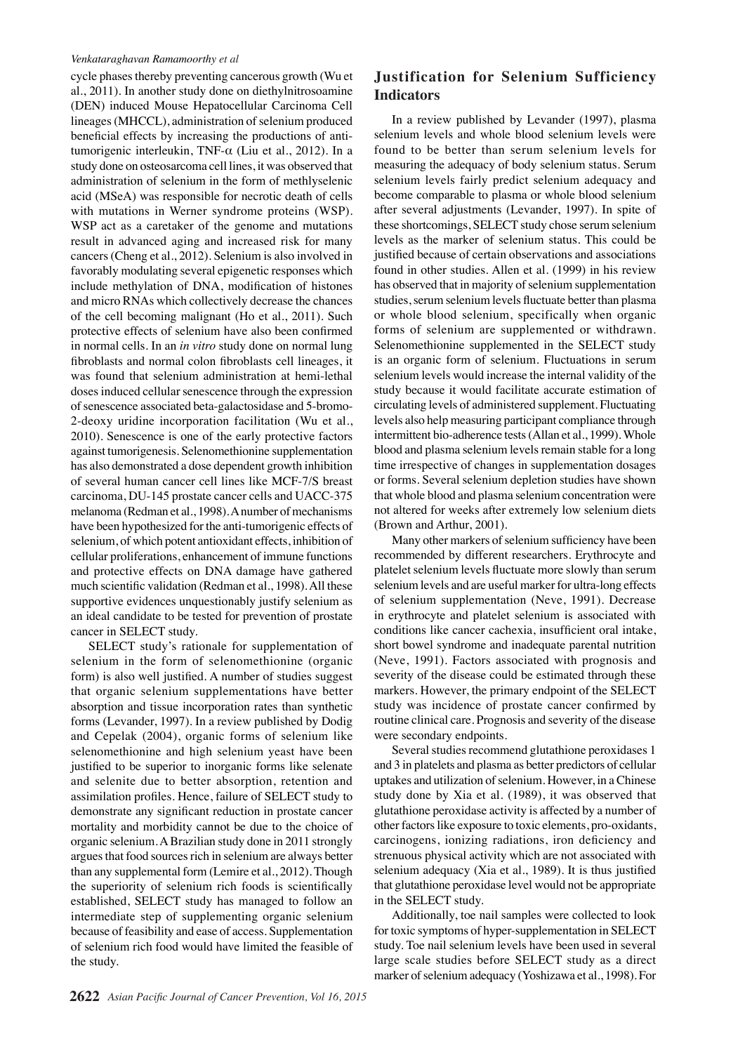cycle phases thereby preventing cancerous growth (Wu et al., 2011). In another study done on diethylnitrosoamine (DEN) induced Mouse Hepatocellular Carcinoma Cell lineages (MHCCL), administration of selenium produced beneficial effects by increasing the productions of anti-tumorigenic interleukin, TNF-α (Liu et al., 2012). In a study done on osteosarcoma cell lines, it was observed that administration of selenium in the form of methlyselenic acid (MSeA) was responsible for necrotic death of cells with mutations in Werner syndrome proteins (WSP). WSP act as a caretaker of the genome and mutations result in advanced aging and increased risk for many cancers (Cheng et al., 2012). Selenium is also involved in favorably modulating several epigenetic responses which include methylation of DNA, modification of histones and micro RNAs which collectively decrease the chances of the cell becoming malignant (Ho et al., 2011). Such protective effects of selenium have also been confirmed in normal cells. In an *in vitro* study done on normal lung fibroblasts and normal colon fibroblasts cell lineages, it was found that selenium administration at hemi-lethal doses induced cellular senescence through the expression of senescence associated beta-galactosidase and 5-bromo-2-deoxy uridine incorporation facilitation (Wu et al., 2010). Senescence is one of the early protective factors against tumorigenesis. Selenomethionine supplementation has also demonstrated a dose dependent growth inhibition of several human cancer cell lines like MCF-7/S breast carcinoma, DU-145 prostate cancer cells and UACC-375 melanoma (Redman et al., 1998). A number of mechanisms have been hypothesized for the anti-tumorigenic effects of selenium, of which potent antioxidant effects, inhibition of cellular proliferations, enhancement of immune functions and protective effects on DNA damage have gathered much scientific validation (Redman et al., 1998). All these supportive evidences unquestionably justify selenium as an ideal candidate to be tested for prevention of prostate cancer in SELECT study.

SELECT study's rationale for supplementation of selenium in the form of selenomethionine (organic form) is also well justified. A number of studies suggest that organic selenium supplementations have better absorption and tissue incorporation rates than synthetic forms (Levander, 1997). In a review published by Dodig and Cepelak (2004), organic forms of selenium like selenomethionine and high selenium yeast have been justified to be superior to inorganic forms like selenate and selenite due to better absorption, retention and assimilation profiles. Hence, failure of SELECT study to demonstrate any significant reduction in prostate cancer mortality and morbidity cannot be due to the choice of organic selenium. A Brazilian study done in 2011 strongly argues that food sources rich in selenium are always better than any supplemental form (Lemire et al., 2012). Though the superiority of selenium rich foods is scientifically established, SELECT study has managed to follow an intermediate step of supplementing organic selenium because of feasibility and ease of access. Supplementation of selenium rich food would have limited the feasible of the study.

## Justification for Selenium Sufficiency Indicators

In a review published by Levander (1997), plasma selenium levels and whole blood selenium levels were found to be better than serum selenium levels for measuring the adequacy of body selenium status. Serum selenium levels fairly predict selenium adequacy and become comparable to plasma or whole blood selenium after several adjustments (Levander, 1997). In spite of these shortcomings, SELECT study chose serum selenium levels as the marker of selenium status. This could be justified because of certain observations and associations found in other studies. Allen et al. (1999) in his review has observed that in majority of selenium supplementation studies, serum selenium levels fluctuate better than plasma or whole blood selenium, specifically when organic forms of selenium are supplemented or withdrawn. Selenomethionine supplemented in the SELECT study is an organic form of selenium. Fluctuations in serum selenium levels would increase the internal validity of the study because it would facilitate accurate estimation of circulating levels of administered supplement. Fluctuating levels also help measuring participant compliance through intermittent bio-adherence tests (Allan et al., 1999). Whole blood and plasma selenium levels remain stable for a long time irrespective of changes in supplementation dosages or forms. Several selenium depletion studies have shown that whole blood and plasma selenium concentration were not altered for weeks after extremely low selenium diets (Brown and Arthur, 2001).

Many other markers of selenium sufficiency have been recommended by different researchers. Erythrocyte and platelet selenium levels fluctuate more slowly than serum selenium levels and are useful marker for ultra-long effects of selenium supplementation (Neve, 1991). Decrease in erythrocyte and platelet selenium is associated with conditions like cancer cachexia, insufficient oral intake, short bowel syndrome and inadequate parental nutrition (Neve, 1991). Factors associated with prognosis and severity of the disease could be estimated through these markers. However, the primary endpoint of the SELECT study was incidence of prostate cancer confirmed by routine clinical care. Prognosis and severity of the disease were secondary endpoints.

Several studies recommend glutathione peroxidases 1 and 3 in platelets and plasma as better predictors of cellular uptakes and utilization of selenium. However, in a Chinese study done by Xia et al. (1989), it was observed that glutathione peroxidase activity is affected by a number of other factors like exposure to toxic elements, pro-oxidants, carcinogens, ionizing radiations, iron deficiency and strenuous physical activity which are not associated with selenium adequacy (Xia et al., 1989). It is thus justified that glutathione peroxidase level would not be appropriate in the SELECT study.

Additionally, toe nail samples were collected to look for toxic symptoms of hyper-supplementation in SELECT study. Toe nail selenium levels have been used in several large scale studies before SELECT study as a direct marker of selenium adequacy (Yoshizawa et al., 1998). For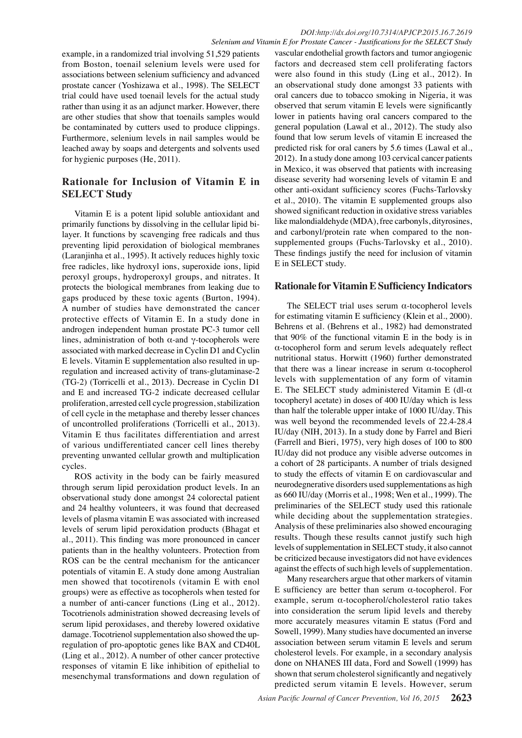example, in a randomized trial involving 51,529 patients from Boston, toenail selenium levels were used for associations between selenium sufficiency and advanced prostate cancer (Yoshizawa et al., 1998). The SELECT trial could have used toenail levels for the actual study rather than using it as an adjunct marker. However, there are other studies that show that toenails samples would be contaminated by cutters used to produce clippings. Furthermore, selenium levels in nail samples would be leached away by soaps and detergents and solvents used for hygienic purposes (He, 2011).

## Rationale for Inclusion of Vitamin E in SELECT Study

Vitamin E is a potent lipid soluble antioxidant and primarily functions by dissolving in the cellular lipid bi-layer. It functions by scavenging free radicals and thus preventing lipid peroxidation of biological membranes (Laranjinha et al., 1995). It actively reduces highly toxic free radicles, like hydroxyl ions, superoxide ions, lipid peroxyl groups, hydroperoxyl groups, and nitrates. It protects the biological membranes from leaking due to gaps produced by these toxic agents (Burton, 1994). A number of studies have demonstrated the cancer protective effects of Vitamin E. In a study done in androgen independent human prostate PC-3 tumor cell lines, administration of both α-and γ-tocopherols were associated with marked decrease in Cyclin D1 and Cyclin E levels. Vitamin E supplementation also resulted in up-regulation and increased activity of trans-glutaminase-2 (TG-2) (Torricelli et al., 2013). Decrease in Cyclin D1 and E and increased TG-2 indicate decreased cellular proliferation, arrested cell cycle progression, stabilization of cell cycle in the metaphase and thereby lesser chances of uncontrolled proliferations (Torricelli et al., 2013). Vitamin E thus facilitates differentiation and arrest of various undifferentiated cancer cell lines thereby preventing unwanted cellular growth and multiplication cycles.

ROS activity in the body can be fairly measured through serum lipid peroxidation product levels. In an observational study done amongst 24 colorectal patient and 24 healthy volunteers, it was found that decreased levels of plasma vitamin E was associated with increased levels of serum lipid peroxidation products (Bhagat et al., 2011). This finding was more pronounced in cancer patients than in the healthy volunteers. Protection from ROS can be the central mechanism for the anticancer potentials of vitamin E. A study done among Australian men showed that tocotirenols (vitamin E with enol groups) were as effective as tocopherols when tested for a number of anti-cancer functions (Ling et al., 2012). Tocotrienols administration showed decreasing levels of serum lipid peroxidases, and thereby lowered oxidative damage. Tocotrienol supplementation also showed the up-regulation of pro-apoptotic genes like BAX and CD40L (Ling et al., 2012). A number of other cancer protective responses of vitamin E like inhibition of epithelial to mesenchymal transformations and down regulation of vascular endothelial growth factors and tumor angiogenic factors and decreased stem cell proliferating factors were also found in this study (Ling et al., 2012). In an observational study done amongst 33 patients with oral cancers due to tobacco smoking in Nigeria, it was observed that serum vitamin E levels were significantly lower in patients having oral cancers compared to the general population (Lawal et al., 2012). The study also found that low serum levels of vitamin E increased the predicted risk for oral caners by 5.6 times (Lawal et al., 2012). In a study done among 103 cervical cancer patients in Mexico, it was observed that patients with increasing disease severity had worsening levels of vitamin E and other anti-oxidant sufficiency scores (Fuchs-Tarlovsky et al., 2010). The vitamin E supplemented groups also showed significant reduction in oxidative stress variables like malondialdehyde (MDA), free carbonyls, dityrosines, and carbonyl/protein rate when compared to the non-supplemented groups (Fuchs-Tarlovsky et al., 2010). These findings justify the need for inclusion of vitamin E in SELECT study.

## Rationale for Vitamin E Sufficiency Indicators

The SELECT trial uses serum α-tocopherol levels for estimating vitamin E sufficiency (Klein et al., 2000). Behrens et al. (Behrens et al., 1982) had demonstrated that 90% of the functional vitamin E in the body is in α-tocopherol form and serum levels adequately reflect nutritional status. Horwitt (1960) further demonstrated that there was a linear increase in serum α-tocopherol levels with supplementation of any form of vitamin E. The SELECT study administered Vitamin E (dl-α tocopheryl acetate) in doses of 400 IU/day which is less than half the tolerable upper intake of 1000 IU/day. This was well beyond the recommended levels of 22.4-28.4 IU/day (NIH, 2013). In a study done by Farrel and Bieri (Farrell and Bieri, 1975), very high doses of 100 to 800 IU/day did not produce any visible adverse outcomes in a cohort of 28 participants. A number of trials designed to study the effects of vitamin E on cardiovascular and neurodegenerative disorders used supplementations as high as 660 IU/day (Morris et al., 1998; Wen et al., 1999). The preliminaries of the SELECT study used this rationale while deciding about the supplementation strategies. Analysis of these preliminaries also showed encouraging results. Though these results cannot justify such high levels of supplementation in SELECT study, it also cannot be criticized because investigators did not have evidences against the effects of such high levels of supplementation.

Many researchers argue that other markers of vitamin E sufficiency are better than serum α-tocopherol. For example, serum α-tocopherol/cholesterol ratio takes into consideration the serum lipid levels and thereby more accurately measures vitamin E status (Ford and Sowell, 1999). Many studies have documented an inverse association between serum vitamin E levels and serum cholesterol levels. For example, in a secondary analysis done on NHANES III data, Ford and Sowell (1999) has shown that serum cholesterol significantly and negatively predicted serum vitamin E levels. However, serum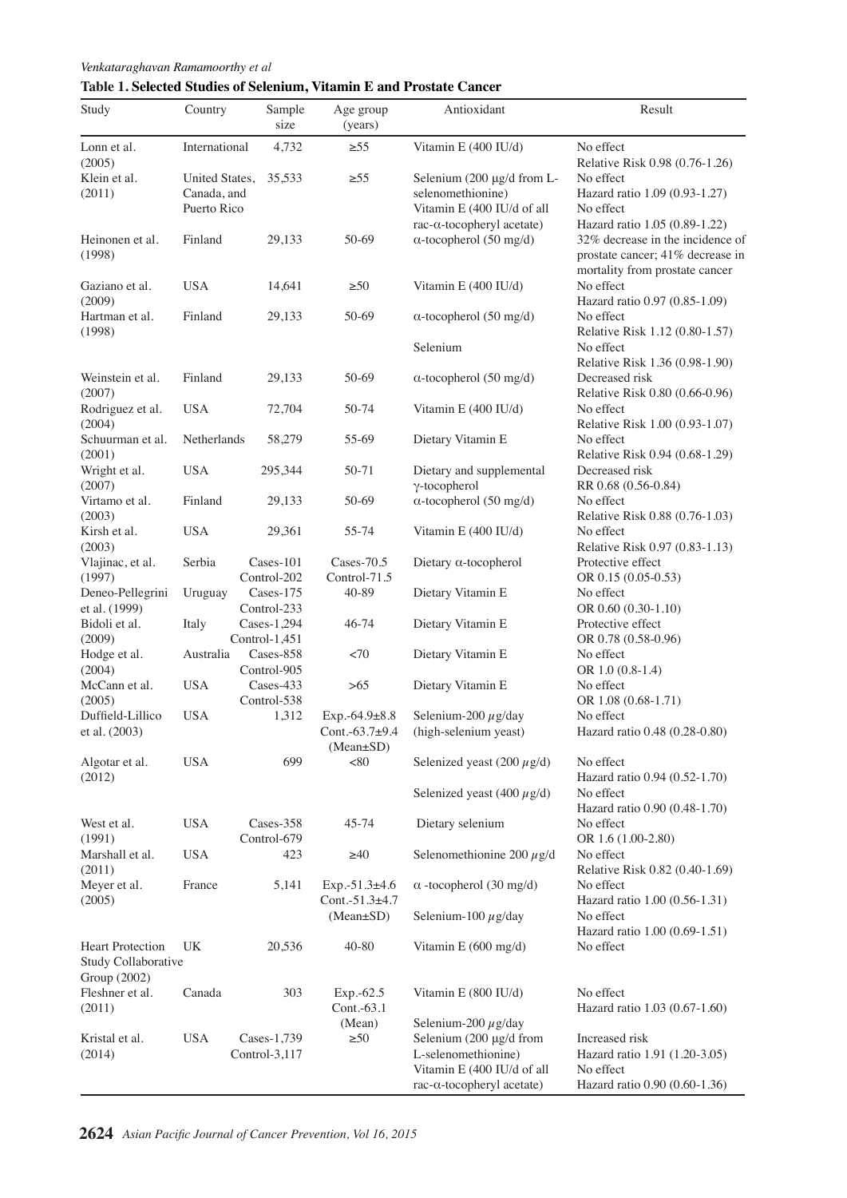**Table 1. Selected Studies of Selenium, Vitamin E and Prostate Cancer**

| Study | Country | Sample size | Age group (years) | Antioxidant | Result |
|---|---|---|---|---|---|
| Lonn et al. (2005) | International | 4,732 | ≥55 | Vitamin E (400 IU/d) | No effect<br>Relative Risk 0.98 (0.76-1.26) |
| Klein et al. (2011) | United States, Canada, and Puerto Rico | 35,533 | ≥55 | Selenium (200 µg/d from L-selenomethionine)<br>Vitamin E (400 IU/d of all rac-α-tocopheryl acetate) | No effect<br>Hazard ratio 1.09 (0.93-1.27)<br>No effect<br>Hazard ratio 1.05 (0.89-1.22) |
| Heinonen et al. (1998) | Finland | 29,133 | 50-69 | α-tocopherol (50 mg/d) | 32% decrease in the incidence of prostate cancer; 41% decrease in mortality from prostate cancer |
| Gaziano et al. (2009) | USA | 14,641 | ≥50 | Vitamin E (400 IU/d) | No effect<br>Hazard ratio 0.97 (0.85-1.09) |
| Hartman et al. (1998) | Finland | 29,133 | 50-69 | α-tocopherol (50 mg/d)<br>Selenium | No effect<br>Relative Risk 1.12 (0.80-1.57)<br>No effect<br>Relative Risk 1.36 (0.98-1.90) |
| Weinstein et al. (2007) | Finland | 29,133 | 50-69 | α-tocopherol (50 mg/d) | Decreased risk<br>Relative Risk 0.80 (0.66-0.96) |
| Rodriguez et al. (2004) | USA | 72,704 | 50-74 | Vitamin E (400 IU/d) | No effect<br>Relative Risk 1.00 (0.93-1.07) |
| Schuurman et al. (2001) | Netherlands | 58,279 | 55-69 | Dietary Vitamin E | No effect<br>Relative Risk 0.94 (0.68-1.29) |
| Wright et al. (2007) | USA | 295,344 | 50-71 | Dietary and supplemental γ-tocopherol | Decreased risk<br>RR 0.68 (0.56-0.84) |
| Virtamo et al. (2003) | Finland | 29,133 | 50-69 | α-tocopherol (50 mg/d) | No effect<br>Relative Risk 0.88 (0.76-1.03) |
| Kirsh et al. (2003) | USA | 29,361 | 55-74 | Vitamin E (400 IU/d) | No effect<br>Relative Risk 0.97 (0.83-1.13) |
| Vlajinac, et al. (1997) | Serbia | Cases-101<br>Control-202 | Cases-70.5<br>Control-71.5 | Dietary α-tocopherol | Protective effect<br>OR 0.15 (0.05-0.53) |
| Deneo-Pellegrini et al. (1999) | Uruguay | Cases-175<br>Control-233 | 40-89 | Dietary Vitamin E | No effect<br>OR 0.60 (0.30-1.10) |
| Bidoli et al. (2009) | Italy | Cases-1,294<br>Control-1,451 | 46-74 | Dietary Vitamin E | Protective effect<br>OR 0.78 (0.58-0.96) |
| Hodge et al. (2004) | Australia | Cases-858<br>Control-905 | <70 | Dietary Vitamin E | No effect<br>OR 1.0 (0.8-1.4) |
| McCann et al. (2005) | USA | Cases-433<br>Control-538 | >65 | Dietary Vitamin E | No effect<br>OR 1.08 (0.68-1.71) |
| Duffield-Lillico et al. (2003) | USA | 1,312 | Exp.-64.9±8.8<br>Cont.-63.7±9.4<br>(Mean±SD) | Selenium-200 µg/day (high-selenium yeast) | No effect<br>Hazard ratio 0.48 (0.28-0.80) |
| Algotar et al. (2012) | USA | 699 | <80 | Selenized yeast (200 µg/d)<br>Selenized yeast (400 µg/d) | No effect<br>Hazard ratio 0.94 (0.52-1.70)<br>No effect<br>Hazard ratio 0.90 (0.48-1.70) |
| West et al. (1991) | USA | Cases-358<br>Control-679 | 45-74 | Dietary selenium | No effect<br>OR 1.6 (1.00-2.80) |
| Marshall et al. (2011) | USA | 423 | ≥40 | Selenomethionine 200 µg/d | No effect<br>Relative Risk 0.82 (0.40-1.69) |
| Meyer et al. (2005) | France | 5,141 | Exp.-51.3±4.6<br>Cont.-51.3±4.7<br>(Mean±SD) | α -tocopherol (30 mg/d)<br>Selenium-100 µg/day | No effect<br>Hazard ratio 1.00 (0.56-1.31)<br>No effect<br>Hazard ratio 1.00 (0.69-1.51) |
| Heart Protection Study Collaborative Group (2002) | UK | 20,536 | 40-80 | Vitamin E (600 mg/d) | No effect |
| Fleshner et al. (2011) | Canada | 303 | Exp.-62.5<br>Cont.-63.1<br>(Mean) | Vitamin E (800 IU/d)<br>Selenium-200 µg/day | No effect<br>Hazard ratio 1.03 (0.67-1.60) |
| Kristal et al. (2014) | USA | Cases-1,739<br>Control-3,117 | ≥50 | Selenium (200 µg/d from L-selenomethionine)<br>Vitamin E (400 IU/d of all rac-α-tocopheryl acetate) | Increased risk<br>Hazard ratio 1.91 (1.20-3.05)<br>No effect<br>Hazard ratio 0.90 (0.60-1.36) |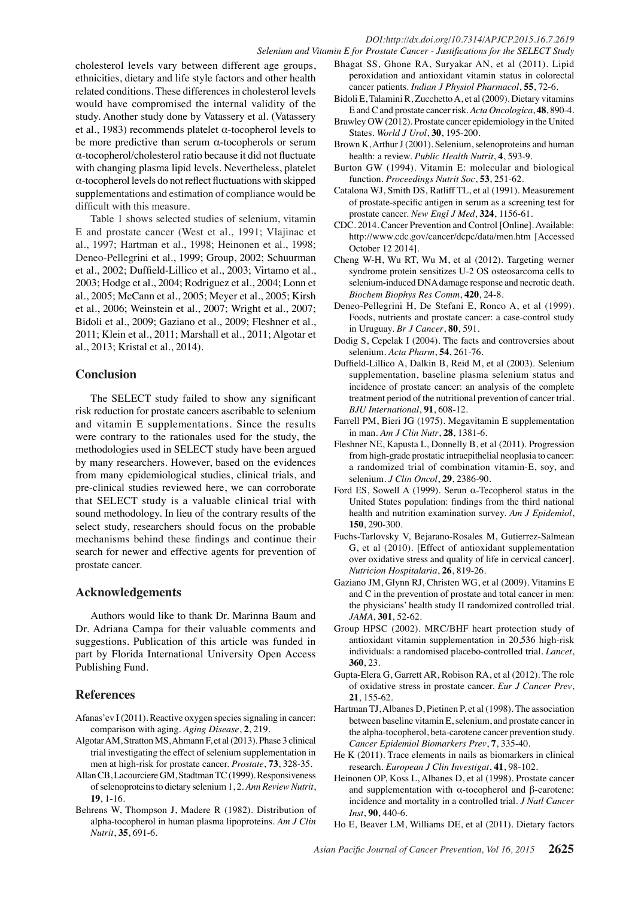cholesterol levels vary between different age groups, ethnicities, dietary and life style factors and other health related conditions. These differences in cholesterol levels would have compromised the internal validity of the study. Another study done by Vatassery et al. (Vatassery et al., 1983) recommends platelet $\alpha$-tocopherol levels to be more predictive than serum $\alpha$-tocopherols or serum $\alpha$-tocopherol/cholesterol ratio because it did not fluctuate with changing plasma lipid levels. Nevertheless, platelet $\alpha$-tocopherol levels do not reflect fluctuations with skipped supplementations and estimation of compliance would be difficult with this measure.

Table 1 shows selected studies of selenium, vitamin E and prostate cancer (West et al., 1991; Vlajinac et al., 1997; Hartman et al., 1998; Heinonen et al., 1998; Deneo-Pellegrini et al., 1999; Group, 2002; Schuurman et al., 2002; Duffield-Lillico et al., 2003; Virtamo et al., 2003; Hodge et al., 2004; Rodriguez et al., 2004; Lonn et al., 2005; McCann et al., 2005; Meyer et al., 2005; Kirsh et al., 2006; Weinstein et al., 2007; Wright et al., 2007; Bidoli et al., 2009; Gaziano et al., 2009; Fleshner et al., 2011; Klein et al., 2011; Marshall et al., 2011; Algotar et al., 2013; Kristal et al., 2014).

## Conclusion

The SELECT study failed to show any significant risk reduction for prostate cancers ascribable to selenium and vitamin E supplementations. Since the results were contrary to the rationales used for the study, the methodologies used in SELECT study have been argued by many researchers. However, based on the evidences from many epidemiological studies, clinical trials, and pre-clinical studies reviewed here, we can corroborate that SELECT study is a valuable clinical trial with sound methodology. In lieu of the contrary results of the select study, researchers should focus on the probable mechanisms behind these findings and continue their search for newer and effective agents for prevention of prostate cancer.

## Acknowledgements

Authors would like to thank Dr. Marinna Baum and Dr. Adriana Campa for their valuable comments and suggestions. Publication of this article was funded in part by Florida International University Open Access Publishing Fund.

## References

Afanas'ev I (2011). Reactive oxygen species signaling in cancer: comparison with aging. *Aging Disease*, **2**, 219.

Algotar AM, Stratton MS, Ahmann F, et al (2013). Phase 3 clinical trial investigating the effect of selenium supplementation in men at high-risk for prostate cancer. *Prostate*, **73**, 328-35.

Allan CB, Lacourciere GM, Stadtman TC (1999). Responsiveness of selenoproteins to dietary selenium 1, 2. *Ann Review Nutrit*, **19**, 1-16.

Behrens W, Thompson J, Madere R (1982). Distribution of alpha-tocopherol in human plasma lipoproteins. *Am J Clin Nutrit*, **35**, 691-6.

Bhagat SS, Ghone RA, Suryakar AN, et al (2011). Lipid peroxidation and antioxidant vitamin status in colorectal cancer patients. *Indian J Physiol Pharmacol*, **55**, 72-6.

Bidoli E, Talamini R, Zucchetto A, et al (2009). Dietary vitamins E and C and prostate cancer risk. *Acta Oncologica*, **48**, 890-4.

Brawley OW (2012). Prostate cancer epidemiology in the United States. *World J Urol*, **30**, 195-200.

Brown K, Arthur J (2001). Selenium, selenoproteins and human health: a review. *Public Health Nutrit*, **4**, 593-9.

Burton GW (1994). Vitamin E: molecular and biological function. *Proceedings Nutrit Soc*, **53**, 251-62.

Catalona WJ, Smith DS, Ratliff TL, et al (1991). Measurement of prostate-specific antigen in serum as a screening test for prostate cancer. *New Engl J Med*, **324**, 1156-61.

CDC. 2014. Cancer Prevention and Control [Online]. Available: http://www.cdc.gov/cancer/dcpc/data/men.htm [Accessed October 12 2014].

Cheng W-H, Wu RT, Wu M, et al (2012). Targeting werner syndrome protein sensitizes U-2 OS osteosarcoma cells to selenium-induced DNA damage response and necrotic death. *Biochem Biophys Res Comm*, **420**, 24-8.

Deneo-Pellegrini H, De Stefani E, Ronco A, et al (1999). Foods, nutrients and prostate cancer: a case-control study in Uruguay. *Br J Cancer*, **80**, 591.

Dodig S, Cepelak I (2004). The facts and controversies about selenium. *Acta Pharm*, **54**, 261-76.

Duffield-Lillico A, Dalkin B, Reid M, et al (2003). Selenium supplementation, baseline plasma selenium status and incidence of prostate cancer: an analysis of the complete treatment period of the nutritional prevention of cancer trial. *BJU International*, **91**, 608-12.

Farrell PM, Bieri JG (1975). Megavitamin E supplementation in man. *Am J Clin Nutr*, **28**, 1381-6.

Fleshner NE, Kapusta L, Donnelly B, et al (2011). Progression from high-grade prostatic intraepithelial neoplasia to cancer: a randomized trial of combination vitamin-E, soy, and selenium. *J Clin Oncol*, **29**, 2386-90.

Ford ES, Sowell A (1999). Serun $\alpha$-Tecopherol status in the United States population: findings from the third national health and nutrition examination survey. *Am J Epidemiol*, **150**, 290-300.

Fuchs-Tarlovsky V, Bejarano-Rosales M, Gutierrez-Salmean G, et al (2010). [Effect of antioxidant supplementation over oxidative stress and quality of life in cervical cancer]. *Nutricion Hospitalaria*, **26**, 819-26.

Gaziano JM, Glynn RJ, Christen WG, et al (2009). Vitamins E and C in the prevention of prostate and total cancer in men: the physicians' health study II randomized controlled trial. *JAMA*, **301**, 52-62.

Group HPSC (2002). MRC/BHF heart protection study of antioxidant vitamin supplementation in 20,536 high-risk individuals: a randomised placebo-controlled trial. *Lancet*, **360**, 23.

Gupta-Elera G, Garrett AR, Robison RA, et al (2012). The role of oxidative stress in prostate cancer. *Eur J Cancer Prev*, **21**, 155-62.

Hartman TJ, Albanes D, Pietinen P, et al (1998). The association between baseline vitamin E, selenium, and prostate cancer in the alpha-tocopherol, beta-carotene cancer prevention study. *Cancer Epidemiol Biomarkers Prev*, **7**, 335-40.

He K (2011). Trace elements in nails as biomarkers in clinical research. *European J Clin Investigat*, **41**, 98-102.

Heinonen OP, Koss L, Albanes D, et al (1998). Prostate cancer and supplementation with $\alpha$-tocopherol and $\beta$-carotene: incidence and mortality in a controlled trial. *J Natl Cancer Inst*, **90**, 440-6.

Ho E, Beaver LM, Williams DE, et al (2011). Dietary factors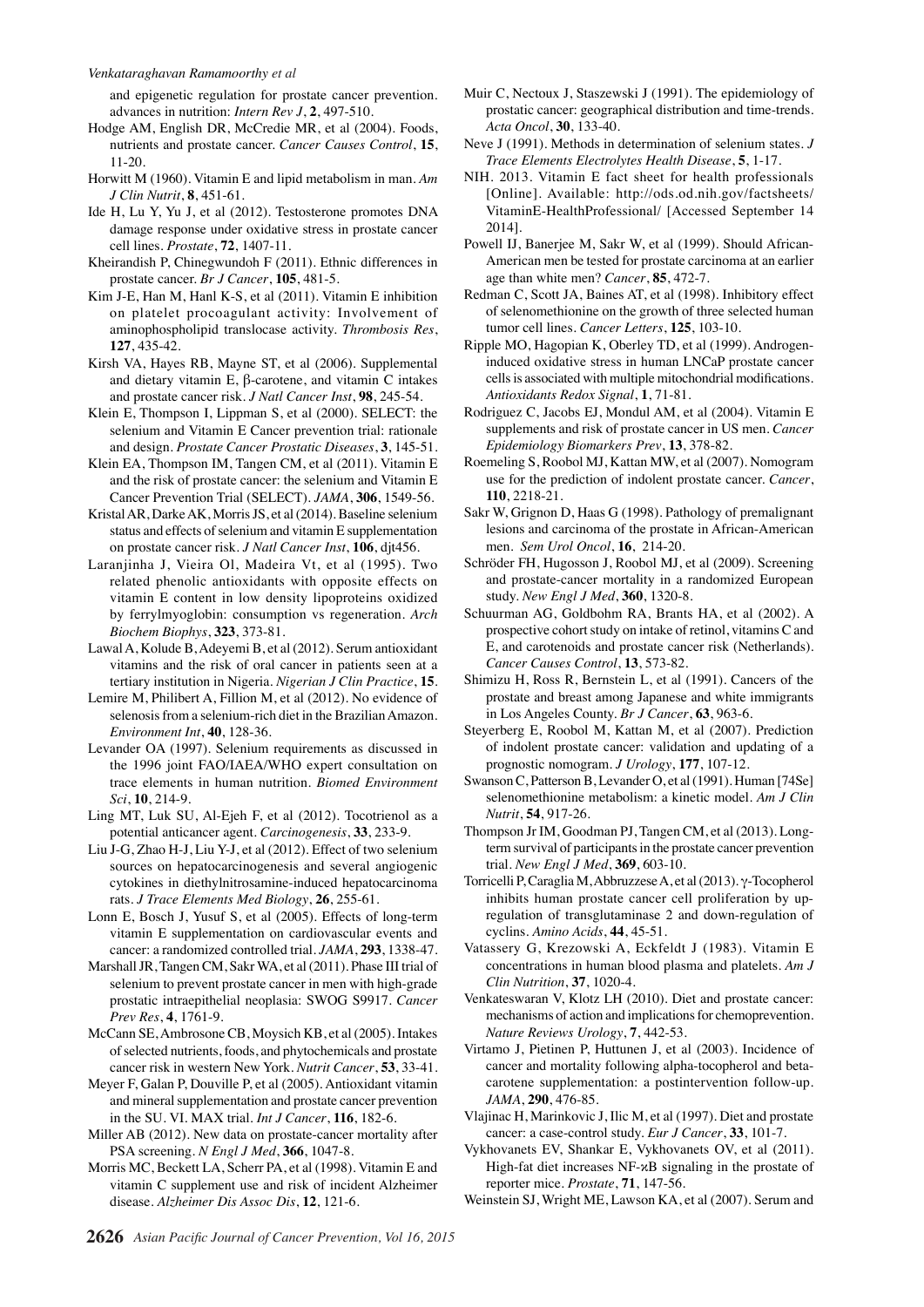and epigenetic regulation for prostate cancer prevention. advances in nutrition: *Intern Rev J*, **2**, 497-510.

Hodge AM, English DR, McCredie MR, et al (2004). Foods, nutrients and prostate cancer. *Cancer Causes Control*, **15**, 11-20.

Horwitt M (1960). Vitamin E and lipid metabolism in man. *Am J Clin Nutrit*, **8**, 451-61.

Ide H, Lu Y, Yu J, et al (2012). Testosterone promotes DNA damage response under oxidative stress in prostate cancer cell lines. *Prostate*, **72**, 1407-11.

Kheirandish P, Chinegwundoh F (2011). Ethnic differences in prostate cancer. *Br J Cancer*, **105**, 481-5.

Kim J-E, Han M, Hanl K-S, et al (2011). Vitamin E inhibition on platelet procoagulant activity: Involvement of aminophospholipid translocase activity. *Thrombosis Res*, **127**, 435-42.

Kirsh VA, Hayes RB, Mayne ST, et al (2006). Supplemental and dietary vitamin E, β-carotene, and vitamin C intakes and prostate cancer risk. *J Natl Cancer Inst*, **98**, 245-54.

Klein E, Thompson I, Lippman S, et al (2000). SELECT: the selenium and Vitamin E Cancer prevention trial: rationale and design. *Prostate Cancer Prostatic Diseases*, **3**, 145-51.

Klein EA, Thompson IM, Tangen CM, et al (2011). Vitamin E and the risk of prostate cancer: the selenium and Vitamin E Cancer Prevention Trial (SELECT). *JAMA*, **306**, 1549-56.

Kristal AR, Darke AK, Morris JS, et al (2014). Baseline selenium status and effects of selenium and vitamin E supplementation on prostate cancer risk. *J Natl Cancer Inst*, **106**, djt456.

Laranjinha J, Vieira Ol, Madeira Vt, et al (1995). Two related phenolic antioxidants with opposite effects on vitamin E content in low density lipoproteins oxidized by ferrylmyoglobin: consumption vs regeneration. *Arch Biochem Biophys*, **323**, 373-81.

Lawal A, Kolude B, Adeyemi B, et al (2012). Serum antioxidant vitamins and the risk of oral cancer in patients seen at a tertiary institution in Nigeria. *Nigerian J Clin Practice*, **15**.

Lemire M, Philibert A, Fillion M, et al (2012). No evidence of selenosis from a selenium-rich diet in the Brazilian Amazon. *Environment Int*, **40**, 128-36.

Levander OA (1997). Selenium requirements as discussed in the 1996 joint FAO/IAEA/WHO expert consultation on trace elements in human nutrition. *Biomed Environment Sci*, **10**, 214-9.

Ling MT, Luk SU, Al-Ejeh F, et al (2012). Tocotrienol as a potential anticancer agent. *Carcinogenesis*, **33**, 233-9.

Liu J-G, Zhao H-J, Liu Y-J, et al (2012). Effect of two selenium sources on hepatocarcinogenesis and several angiogenic cytokines in diethylnitrosamine-induced hepatocarcinoma rats. *J Trace Elements Med Biology*, **26**, 255-61.

Lonn E, Bosch J, Yusuf S, et al (2005). Effects of long-term vitamin E supplementation on cardiovascular events and cancer: a randomized controlled trial. *JAMA*, **293**, 1338-47.

Marshall JR, Tangen CM, Sakr WA, et al (2011). Phase III trial of selenium to prevent prostate cancer in men with high-grade prostatic intraepithelial neoplasia: SWOG S9917. *Cancer Prev Res*, **4**, 1761-9.

McCann SE, Ambrosone CB, Moysich KB, et al (2005). Intakes of selected nutrients, foods, and phytochemicals and prostate cancer risk in western New York. *Nutrit Cancer*, **53**, 33-41.

Meyer F, Galan P, Douville P, et al (2005). Antioxidant vitamin and mineral supplementation and prostate cancer prevention in the SU. VI. MAX trial. *Int J Cancer*, **116**, 182-6.

Miller AB (2012). New data on prostate-cancer mortality after PSA screening. *N Engl J Med*, **366**, 1047-8.

Morris MC, Beckett LA, Scherr PA, et al (1998). Vitamin E and vitamin C supplement use and risk of incident Alzheimer disease. *Alzheimer Dis Assoc Dis*, **12**, 121-6.

Muir C, Nectoux J, Staszewski J (1991). The epidemiology of prostatic cancer: geographical distribution and time-trends. *Acta Oncol*, **30**, 133-40.

Neve J (1991). Methods in determination of selenium states. *J Trace Elements Electrolytes Health Disease*, **5**, 1-17.

NIH. 2013. Vitamin E fact sheet for health professionals [Online]. Available: http://ods.od.nih.gov/factsheets/VitaminE-HealthProfessional/ [Accessed September 14 2014].

Powell IJ, Banerjee M, Sakr W, et al (1999). Should African-American men be tested for prostate carcinoma at an earlier age than white men? *Cancer*, **85**, 472-7.

Redman C, Scott JA, Baines AT, et al (1998). Inhibitory effect of selenomethionine on the growth of three selected human tumor cell lines. *Cancer Letters*, **125**, 103-10.

Ripple MO, Hagopian K, Oberley TD, et al (1999). Androgen-induced oxidative stress in human LNCaP prostate cancer cells is associated with multiple mitochondrial modifications. *Antioxidants Redox Signal*, **1**, 71-81.

Rodriguez C, Jacobs EJ, Mondul AM, et al (2004). Vitamin E supplements and risk of prostate cancer in US men. *Cancer Epidemiology Biomarkers Prev*, **13**, 378-82.

Roemeling S, Roobol MJ, Kattan MW, et al (2007). Nomogram use for the prediction of indolent prostate cancer. *Cancer*, **110**, 2218-21.

Sakr W, Grignon D, Haas G (1998). Pathology of premalignant lesions and carcinoma of the prostate in African-American men. *Sem Urol Oncol*, **16**, 214-20.

Schröder FH, Hugosson J, Roobol MJ, et al (2009). Screening and prostate-cancer mortality in a randomized European study. *New Engl J Med*, **360**, 1320-8.

Schuurman AG, Goldbohm RA, Brants HA, et al (2002). A prospective cohort study on intake of retinol, vitamins C and E, and carotenoids and prostate cancer risk (Netherlands). *Cancer Causes Control*, **13**, 573-82.

Shimizu H, Ross R, Bernstein L, et al (1991). Cancers of the prostate and breast among Japanese and white immigrants in Los Angeles County. *Br J Cancer*, **63**, 963-6.

Steyerberg E, Roobol M, Kattan M, et al (2007). Prediction of indolent prostate cancer: validation and updating of a prognostic nomogram. *J Urology*, **177**, 107-12.

Swanson C, Patterson B, Levander O, et al (1991). Human [74Se] selenomethionine metabolism: a kinetic model. *Am J Clin Nutrit*, **54**, 917-26.

Thompson Jr IM, Goodman PJ, Tangen CM, et al (2013). Long-term survival of participants in the prostate cancer prevention trial. *New Engl J Med*, **369**, 603-10.

Torricelli P, Caraglia M, Abbruzzese A, et al (2013). γ-Tocopherol inhibits human prostate cancer cell proliferation by up-regulation of transglutaminase 2 and down-regulation of cyclins. *Amino Acids*, **44**, 45-51.

Vatassery G, Krezowski A, Eckfeldt J (1983). Vitamin E concentrations in human blood plasma and platelets. *Am J Clin Nutrition*, **37**, 1020-4.

Venkateswaran V, Klotz LH (2010). Diet and prostate cancer: mechanisms of action and implications for chemoprevention. *Nature Reviews Urology*, **7**, 442-53.

Virtamo J, Pietinen P, Huttunen J, et al (2003). Incidence of cancer and mortality following alpha-tocopherol and beta-carotene supplementation: a postintervention follow-up. *JAMA*, **290**, 476-85.

Vlajinac H, Marinkovic J, Ilic M, et al (1997). Diet and prostate cancer: a case-control study. *Eur J Cancer*, **33**, 101-7.

Vykhovanets EV, Shankar E, Vykhovanets OV, et al (2011). High-fat diet increases NF-κB signaling in the prostate of reporter mice. *Prostate*, **71**, 147-56.

Weinstein SJ, Wright ME, Lawson KA, et al (2007). Serum and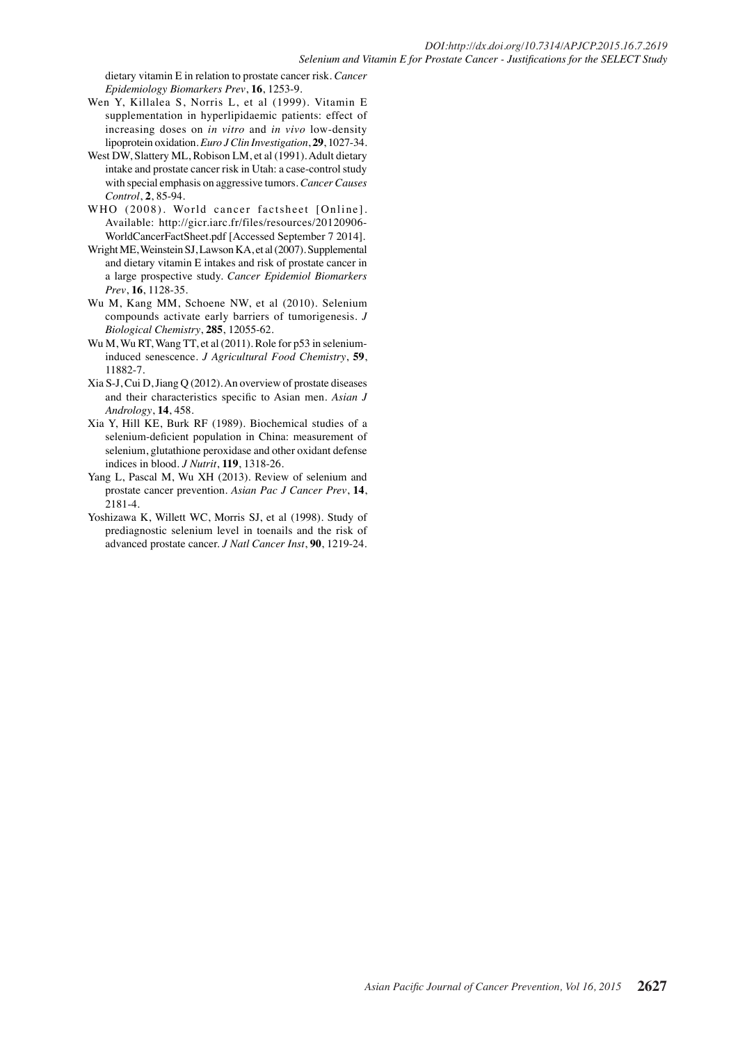dietary vitamin E in relation to prostate cancer risk. *Cancer Epidemiology Biomarkers Prev*, **16**, 1253-9.

Wen Y, Killalea S, Norris L, et al (1999). Vitamin E supplementation in hyperlipidaemic patients: effect of increasing doses on *in vitro* and *in vivo* low-density lipoprotein oxidation. *Euro J Clin Investigation*, **29**, 1027-34.

West DW, Slattery ML, Robison LM, et al (1991). Adult dietary intake and prostate cancer risk in Utah: a case-control study with special emphasis on aggressive tumors. *Cancer Causes Control*, **2**, 85-94.

WHO (2008). World cancer factsheet [Online]. Available: http://gicr.iarc.fr/files/resources/20120906-WorldCancerFactSheet.pdf [Accessed September 7 2014].

Wright ME, Weinstein SJ, Lawson KA, et al (2007). Supplemental and dietary vitamin E intakes and risk of prostate cancer in a large prospective study. *Cancer Epidemiol Biomarkers Prev*, **16**, 1128-35.

Wu M, Kang MM, Schoene NW, et al (2010). Selenium compounds activate early barriers of tumorigenesis. *J Biological Chemistry*, **285**, 12055-62.

Wu M, Wu RT, Wang TT, et al (2011). Role for p53 in selenium-induced senescence. *J Agricultural Food Chemistry*, **59**, 11882-7.

Xia S-J, Cui D, Jiang Q (2012). An overview of prostate diseases and their characteristics specific to Asian men. *Asian J Andrology*, **14**, 458.

Xia Y, Hill KE, Burk RF (1989). Biochemical studies of a selenium-deficient population in China: measurement of selenium, glutathione peroxidase and other oxidant defense indices in blood. *J Nutrit*, **119**, 1318-26.

Yang L, Pascal M, Wu XH (2013). Review of selenium and prostate cancer prevention. *Asian Pac J Cancer Prev*, **14**, 2181-4.

Yoshizawa K, Willett WC, Morris SJ, et al (1998). Study of prediagnostic selenium level in toenails and the risk of advanced prostate cancer. *J Natl Cancer Inst*, **90**, 1219-24.